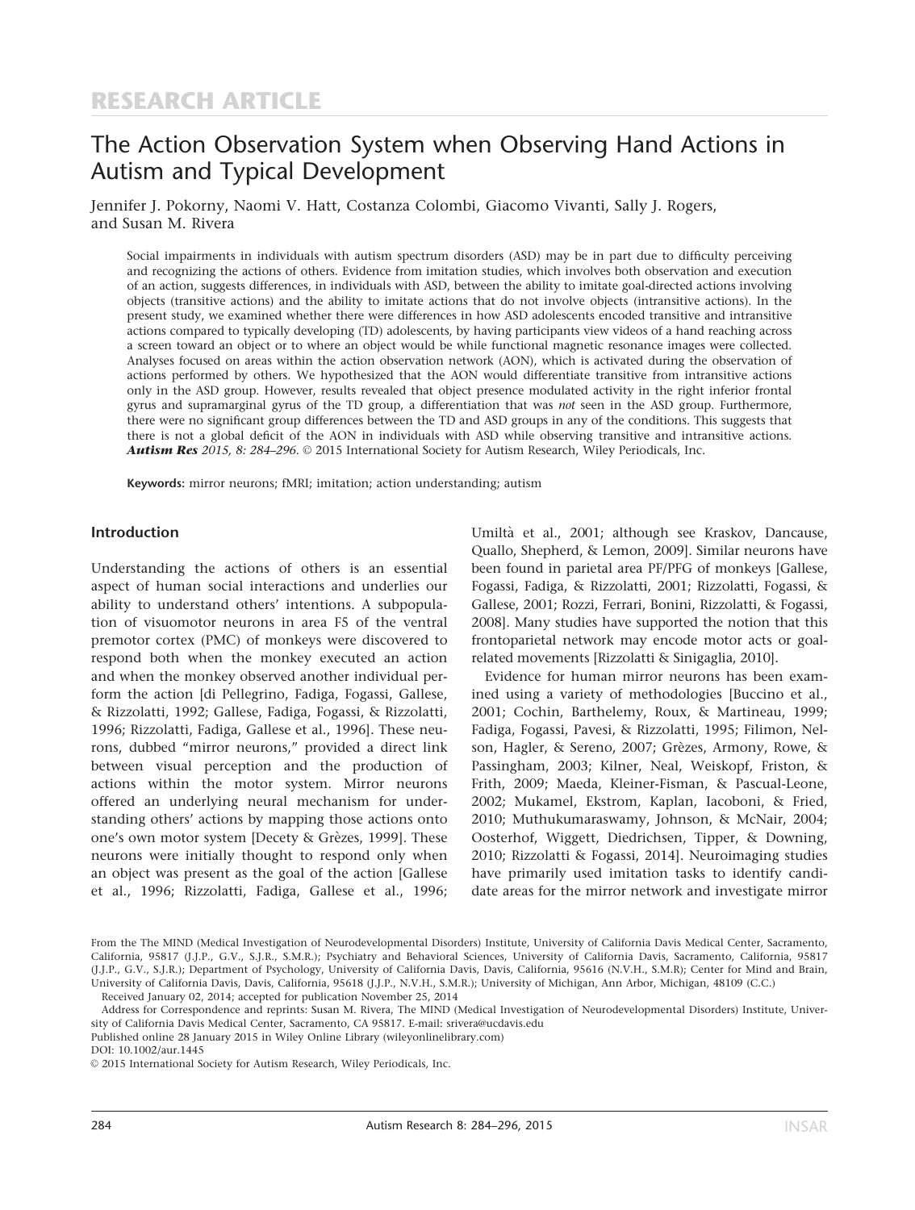RESEARCH ARTICLE

# The Action Observation System when Observing Hand Actions in Autism and Typical Development

Jennifer J. Pokorny, Naomi V. Hatt, Costanza Colombi, Giacomo Vivanti, Sally J. Rogers, and Susan M. Rivera

Social impairments in individuals with autism spectrum disorders (ASD) may be in part due to difficulty perceiving and recognizing the actions of others. Evidence from imitation studies, which involves both observation and execution of an action, suggests differences, in individuals with ASD, between the ability to imitate goal-directed actions involving objects (transitive actions) and the ability to imitate actions that do not involve objects (intransitive actions). In the present study, we examined whether there were differences in how ASD adolescents encoded transitive and intransitive actions compared to typically developing (TD) adolescents, by having participants view videos of a hand reaching across a screen toward an object or to where an object would be while functional magnetic resonance images were collected. Analyses focused on areas within the action observation network (AON), which is activated during the observation of actions performed by others. We hypothesized that the AON would differentiate transitive from intransitive actions only in the ASD group. However, results revealed that object presence modulated activity in the right inferior frontal gyrus and supramarginal gyrus of the TD group, a differentiation that was *not* seen in the ASD group. Furthermore, there were no significant group differences between the TD and ASD groups in any of the conditions. This suggests that there is not a global deficit of the AON in individuals with ASD while observing transitive and intransitive actions. ***Autism Res** 2015, 8: 284–296.* © 2015 International Society for Autism Research, Wiley Periodicals, Inc.

**Keywords:** mirror neurons; fMRI; imitation; action understanding; autism

## Introduction

Understanding the actions of others is an essential aspect of human social interactions and underlies our ability to understand others' intentions. A subpopulation of visuomotor neurons in area F5 of the ventral premotor cortex (PMC) of monkeys were discovered to respond both when the monkey executed an action and when the monkey observed another individual perform the action [di Pellegrino, Fadiga, Fogassi, Gallese, & Rizzolatti, 1992; Gallese, Fadiga, Fogassi, & Rizzolatti, 1996; Rizzolatti, Fadiga, Gallese et al., 1996]. These neurons, dubbed "mirror neurons," provided a direct link between visual perception and the production of actions within the motor system. Mirror neurons offered an underlying neural mechanism for understanding others' actions by mapping those actions onto one's own motor system [Decety & Grèzes, 1999]. These neurons were initially thought to respond only when an object was present as the goal of the action [Gallese et al., 1996; Rizzolatti, Fadiga, Gallese et al., 1996; Umiltà et al., 2001; although see Kraskov, Dancause, Quallo, Shepherd, & Lemon, 2009]. Similar neurons have been found in parietal area PF/PFG of monkeys [Gallese, Fogassi, Fadiga, & Rizzolatti, 2001; Rizzolatti, Fogassi, & Gallese, 2001; Rozzi, Ferrari, Bonini, Rizzolatti, & Fogassi, 2008]. Many studies have supported the notion that this frontoparietal network may encode motor acts or goal-related movements [Rizzolatti & Sinigaglia, 2010].

Evidence for human mirror neurons has been examined using a variety of methodologies [Buccino et al., 2001; Cochin, Barthelemy, Roux, & Martineau, 1999; Fadiga, Fogassi, Pavesi, & Rizzolatti, 1995; Filimon, Nelson, Hagler, & Sereno, 2007; Grèzes, Armony, Rowe, & Passingham, 2003; Kilner, Neal, Weiskopf, Friston, & Frith, 2009; Maeda, Kleiner-Fisman, & Pascual-Leone, 2002; Mukamel, Ekstrom, Kaplan, Iacoboni, & Fried, 2010; Muthukumaraswamy, Johnson, & McNair, 2004; Oosterhof, Wiggett, Diedrichsen, Tipper, & Downing, 2010; Rizzolatti & Fogassi, 2014]. Neuroimaging studies have primarily used imitation tasks to identify candidate areas for the mirror network and investigate mirror

From the The MIND (Medical Investigation of Neurodevelopmental Disorders) Institute, University of California Davis Medical Center, Sacramento, California, 95817 (J.J.P., G.V., S.J.R., S.M.R.); Psychiatry and Behavioral Sciences, University of California Davis, Sacramento, California, 95817 (J.J.P., G.V., S.J.R.); Department of Psychology, University of California Davis, Davis, California, 95616 (N.V.H., S.M.R); Center for Mind and Brain, University of California Davis, Davis, California, 95618 (J.J.P., N.V.H., S.M.R.); University of Michigan, Ann Arbor, Michigan, 48109 (C.C.)

Received January 02, 2014; accepted for publication November 25, 2014

Address for Correspondence and reprints: Susan M. Rivera, The MIND (Medical Investigation of Neurodevelopmental Disorders) Institute, University of California Davis Medical Center, Sacramento, CA 95817. E-mail: srivera@ucdavis.edu

Published online 28 January 2015 in Wiley Online Library (wileyonlinelibrary.com)

DOI: 10.1002/aur.1445

© 2015 International Society for Autism Research, Wiley Periodicals, Inc.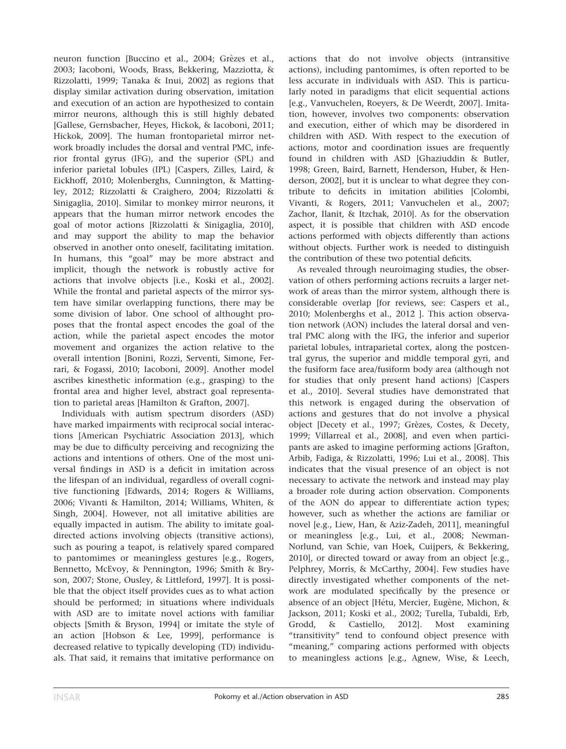neuron function [Buccino et al., 2004; Grèzes et al., 2003; Iacoboni, Woods, Brass, Bekkering, Mazziotta, & Rizzolatti, 1999; Tanaka & Inui, 2002] as regions that display similar activation during observation, imitation and execution of an action are hypothesized to contain mirror neurons, although this is still highly debated [Gallese, Gernsbacher, Heyes, Hickok, & Iacoboni, 2011; Hickok, 2009]. The human frontoparietal mirror network broadly includes the dorsal and ventral PMC, inferior frontal gyrus (IFG), and the superior (SPL) and inferior parietal lobules (IPL) [Caspers, Zilles, Laird, & Eickhoff, 2010; Molenberghs, Cunnington, & Mattingley, 2012; Rizzolatti & Craighero, 2004; Rizzolatti & Sinigaglia, 2010]. Similar to monkey mirror neurons, it appears that the human mirror network encodes the goal of motor actions [Rizzolatti & Sinigaglia, 2010], and may support the ability to map the behavior observed in another onto oneself, facilitating imitation. In humans, this "goal" may be more abstract and implicit, though the network is robustly active for actions that involve objects [i.e., Koski et al., 2002]. While the frontal and parietal aspects of the mirror system have similar overlapping functions, there may be some division of labor. One school of althought proposes that the frontal aspect encodes the goal of the action, while the parietal aspect encodes the motor movement and organizes the action relative to the overall intention [Bonini, Rozzi, Serventi, Simone, Ferrari, & Fogassi, 2010; Iacoboni, 2009]. Another model ascribes kinesthetic information (e.g., grasping) to the frontal area and higher level, abstract goal representation to parietal areas [Hamilton & Grafton, 2007].

Individuals with autism spectrum disorders (ASD) have marked impairments with reciprocal social interactions [American Psychiatric Association 2013], which may be due to difficulty perceiving and recognizing the actions and intentions of others. One of the most universal findings in ASD is a deficit in imitation across the lifespan of an individual, regardless of overall cognitive functioning [Edwards, 2014; Rogers & Williams, 2006; Vivanti & Hamilton, 2014; Williams, Whiten, & Singh, 2004]. However, not all imitative abilities are equally impacted in autism. The ability to imitate goal-directed actions involving objects (transitive actions), such as pouring a teapot, is relatively spared compared to pantomimes or meaningless gestures [e.g., Rogers, Bennetto, McEvoy, & Pennington, 1996; Smith & Bryson, 2007; Stone, Ousley, & Littleford, 1997]. It is possible that the object itself provides cues as to what action should be performed; in situations where individuals with ASD are to imitate novel actions with familiar objects [Smith & Bryson, 1994] or imitate the style of an action [Hobson & Lee, 1999], performance is decreased relative to typically developing (TD) individuals. That said, it remains that imitative performance on actions that do not involve objects (intransitive actions), including pantomimes, is often reported to be less accurate in individuals with ASD. This is particularly noted in paradigms that elicit sequential actions [e.g., Vanvuchelen, Roeyers, & De Weerdt, 2007]. Imitation, however, involves two components: observation and execution, either of which may be disordered in children with ASD. With respect to the execution of actions, motor and coordination issues are frequently found in children with ASD [Ghaziuddin & Butler, 1998; Green, Baird, Barnett, Henderson, Huber, & Henderson, 2002], but it is unclear to what degree they contribute to deficits in imitation abilities [Colombi, Vivanti, & Rogers, 2011; Vanvuchelen et al., 2007; Zachor, Ilanit, & Itzchak, 2010]. As for the observation aspect, it is possible that children with ASD encode actions performed with objects differently than actions without objects. Further work is needed to distinguish the contribution of these two potential deficits.

As revealed through neuroimaging studies, the observation of others performing actions recruits a larger network of areas than the mirror system, although there is considerable overlap [for reviews, see: Caspers et al., 2010; Molenberghs et al., 2012 ]. This action observation network (AON) includes the lateral dorsal and ventral PMC along with the IFG, the inferior and superior parietal lobules, intraparietal cortex, along the postcentral gyrus, the superior and middle temporal gyri, and the fusiform face area/fusiform body area (although not for studies that only present hand actions) [Caspers et al., 2010]. Several studies have demonstrated that this network is engaged during the observation of actions and gestures that do not involve a physical object [Decety et al., 1997; Grèzes, Costes, & Decety, 1999; Villarreal et al., 2008], and even when participants are asked to imagine performing actions [Grafton, Arbib, Fadiga, & Rizzolatti, 1996; Lui et al., 2008]. This indicates that the visual presence of an object is not necessary to activate the network and instead may play a broader role during action observation. Components of the AON do appear to differentiate action types; however, such as whether the actions are familiar or novel [e.g., Liew, Han, & Aziz-Zadeh, 2011], meaningful or meaningless [e.g., Lui, et al., 2008; Newman-Norlund, van Schie, van Hoek, Cuijpers, & Bekkering, 2010], or directed toward or away from an object [e.g., Pelphrey, Morris, & McCarthy, 2004]. Few studies have directly investigated whether components of the network are modulated specifically by the presence or absence of an object [Hétu, Mercier, Eugène, Michon, & Jackson, 2011; Koski et al., 2002; Turella, Tubaldi, Erb, Grodd, & Castiello, 2012]. Most examining "transitivity" tend to confound object presence with "meaning," comparing actions performed with objects to meaningless actions [e.g., Agnew, Wise, & Leech,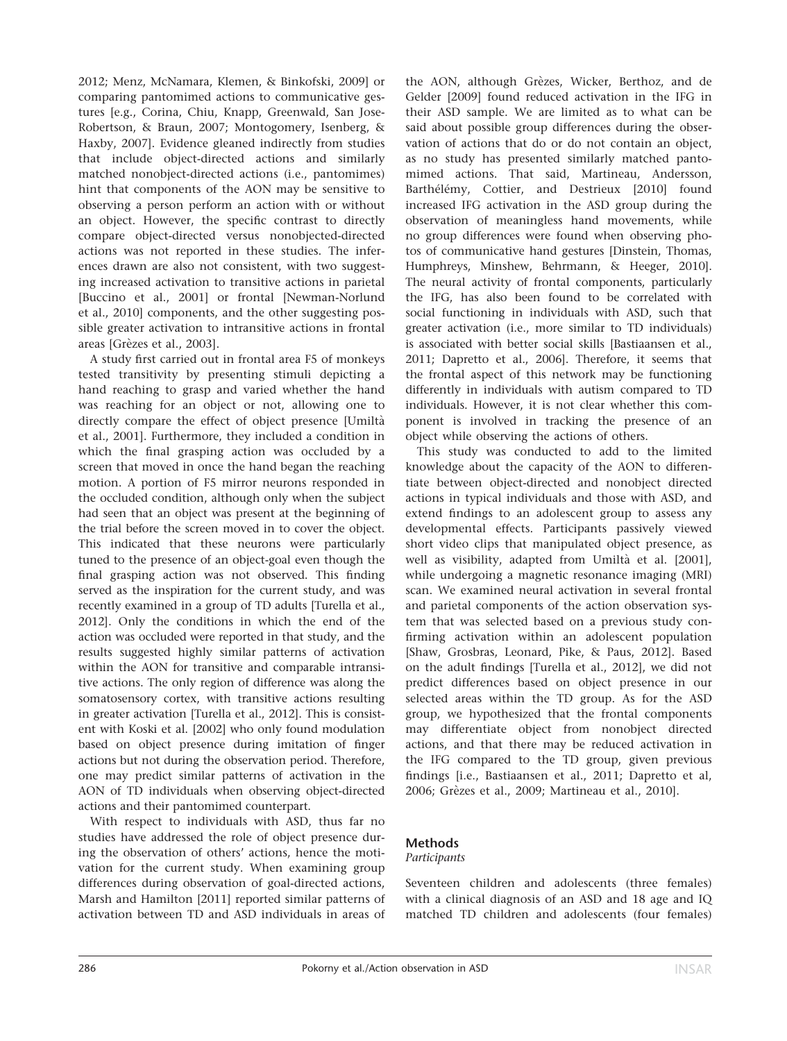2012; Menz, McNamara, Klemen, & Binkofski, 2009] or comparing pantomimed actions to communicative gestures [e.g., Corina, Chiu, Knapp, Greenwald, San Jose-Robertson, & Braun, 2007; Montogomery, Isenberg, & Haxby, 2007]. Evidence gleaned indirectly from studies that include object-directed actions and similarly matched nonobject-directed actions (i.e., pantomimes) hint that components of the AON may be sensitive to observing a person perform an action with or without an object. However, the specific contrast to directly compare object-directed versus nonobjected-directed actions was not reported in these studies. The inferences drawn are also not consistent, with two suggesting increased activation to transitive actions in parietal [Buccino et al., 2001] or frontal [Newman-Norlund et al., 2010] components, and the other suggesting possible greater activation to intransitive actions in frontal areas [Grèzes et al., 2003].

A study first carried out in frontal area F5 of monkeys tested transitivity by presenting stimuli depicting a hand reaching to grasp and varied whether the hand was reaching for an object or not, allowing one to directly compare the effect of object presence [Umiltà et al., 2001]. Furthermore, they included a condition in which the final grasping action was occluded by a screen that moved in once the hand began the reaching motion. A portion of F5 mirror neurons responded in the occluded condition, although only when the subject had seen that an object was present at the beginning of the trial before the screen moved in to cover the object. This indicated that these neurons were particularly tuned to the presence of an object-goal even though the final grasping action was not observed. This finding served as the inspiration for the current study, and was recently examined in a group of TD adults [Turella et al., 2012]. Only the conditions in which the end of the action was occluded were reported in that study, and the results suggested highly similar patterns of activation within the AON for transitive and comparable intransitive actions. The only region of difference was along the somatosensory cortex, with transitive actions resulting in greater activation [Turella et al., 2012]. This is consistent with Koski et al. [2002] who only found modulation based on object presence during imitation of finger actions but not during the observation period. Therefore, one may predict similar patterns of activation in the AON of TD individuals when observing object-directed actions and their pantomimed counterpart.

With respect to individuals with ASD, thus far no studies have addressed the role of object presence during the observation of others' actions, hence the motivation for the current study. When examining group differences during observation of goal-directed actions, Marsh and Hamilton [2011] reported similar patterns of activation between TD and ASD individuals in areas of the AON, although Grèzes, Wicker, Berthoz, and de Gelder [2009] found reduced activation in the IFG in their ASD sample. We are limited as to what can be said about possible group differences during the observation of actions that do or do not contain an object, as no study has presented similarly matched pantomimed actions. That said, Martineau, Andersson, Barthélémy, Cottier, and Destrieux [2010] found increased IFG activation in the ASD group during the observation of meaningless hand movements, while no group differences were found when observing photos of communicative hand gestures [Dinstein, Thomas, Humphreys, Minshew, Behrmann, & Heeger, 2010]. The neural activity of frontal components, particularly the IFG, has also been found to be correlated with social functioning in individuals with ASD, such that greater activation (i.e., more similar to TD individuals) is associated with better social skills [Bastiaansen et al., 2011; Dapretto et al., 2006]. Therefore, it seems that the frontal aspect of this network may be functioning differently in individuals with autism compared to TD individuals. However, it is not clear whether this component is involved in tracking the presence of an object while observing the actions of others.

This study was conducted to add to the limited knowledge about the capacity of the AON to differentiate between object-directed and nonobject directed actions in typical individuals and those with ASD, and extend findings to an adolescent group to assess any developmental effects. Participants passively viewed short video clips that manipulated object presence, as well as visibility, adapted from Umiltà et al. [2001], while undergoing a magnetic resonance imaging (MRI) scan. We examined neural activation in several frontal and parietal components of the action observation system that was selected based on a previous study confirming activation within an adolescent population [Shaw, Grosbras, Leonard, Pike, & Paus, 2012]. Based on the adult findings [Turella et al., 2012], we did not predict differences based on object presence in our selected areas within the TD group. As for the ASD group, we hypothesized that the frontal components may differentiate object from nonobject directed actions, and that there may be reduced activation in the IFG compared to the TD group, given previous findings [i.e., Bastiaansen et al., 2011; Dapretto et al, 2006; Grèzes et al., 2009; Martineau et al., 2010].

## Methods

### *Participants*

Seventeen children and adolescents (three females) with a clinical diagnosis of an ASD and 18 age and IQ matched TD children and adolescents (four females)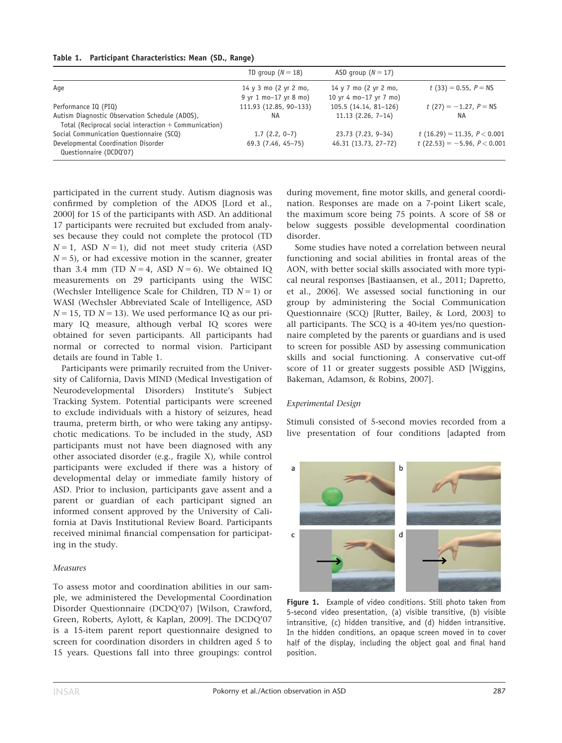**Table 1. Participant Characteristics: Mean (SD., Range)**

| | TD group ($N = 18$) | ASD group ($N = 17$) | |
|---|---|---|---|
| Age | 14 y 3 mo (2 yr 2 mo, 9 yr 1 mo–17 yr 8 mo) | 14 y 7 mo (2 yr 2 mo, 10 yr 4 mo–17 yr 7 mo) | $t$ (33) = 0.55, $P$ = NS |
| Performance IQ (PIQ) | 111.93 (12.85, 90–133) | 105.5 (14.14, 81–126) | $t$ (27) = −1.27, $P$ = NS |
| Autism Diagnostic Observation Schedule (ADOS), Total (Reciprocal social interaction + Communication) | NA | 11.13 (2.26, 7–14) | NA |
| Social Communication Questionnaire (SCQ) | 1.7 (2.2, 0–7) | 23.73 (7.23, 9–34) | $t$ (16.29) = 11.35, $P < 0.001$ |
| Developmental Coordination Disorder Questionnaire (DCDQ'07) | 69.3 (7.46, 45–75) | 46.31 (13.73, 27–72) | $t$ (22.53) = −5.96, $P < 0.001$ |

participated in the current study. Autism diagnosis was confirmed by completion of the ADOS [Lord et al., 2000] for 15 of the participants with ASD. An additional 17 participants were recruited but excluded from analyses because they could not complete the protocol (TD $N = 1$, ASD $N = 1$), did not meet study criteria (ASD $N = 5$), or had excessive motion in the scanner, greater than 3.4 mm (TD $N = 4$, ASD $N = 6$). We obtained IQ measurements on 29 participants using the WISC (Wechsler Intelligence Scale for Children, TD $N = 1$) or WASI (Wechsler Abbreviated Scale of Intelligence, ASD $N = 15$, TD $N = 13$). We used performance IQ as our primary IQ measure, although verbal IQ scores were obtained for seven participants. All participants had normal or corrected to normal vision. Participant details are found in Table 1.

Participants were primarily recruited from the University of California, Davis MIND (Medical Investigation of Neurodevelopmental Disorders) Institute's Subject Tracking System. Potential participants were screened to exclude individuals with a history of seizures, head trauma, preterm birth, or who were taking any antipsychotic medications. To be included in the study, ASD participants must not have been diagnosed with any other associated disorder (e.g., fragile X), while control participants were excluded if there was a history of developmental delay or immediate family history of ASD. Prior to inclusion, participants gave assent and a parent or guardian of each participant signed an informed consent approved by the University of California at Davis Institutional Review Board. Participants received minimal financial compensation for participating in the study.

*Measures*

To assess motor and coordination abilities in our sample, we administered the Developmental Coordination Disorder Questionnaire (DCDQ'07) [Wilson, Crawford, Green, Roberts, Aylott, & Kaplan, 2009]. The DCDQ'07 is a 15-item parent report questionnaire designed to screen for coordination disorders in children aged 5 to 15 years. Questions fall into three groupings: control during movement, fine motor skills, and general coordination. Responses are made on a 7-point Likert scale, the maximum score being 75 points. A score of 58 or below suggests possible developmental coordination disorder.

Some studies have noted a correlation between neural functioning and social abilities in frontal areas of the AON, with better social skills associated with more typical neural responses [Bastiaansen, et al., 2011; Dapretto, et al., 2006]. We assessed social functioning in our group by administering the Social Communication Questionnaire (SCQ) [Rutter, Bailey, & Lord, 2003] to all participants. The SCQ is a 40-item yes/no questionnaire completed by the parents or guardians of the participant and is used to screen for possible ASD by assessing communication skills and social functioning. A conservative cut-off score of 11 or greater suggests possible ASD [Wiggins, Bakeman, Adamson, & Robins, 2007].

*Experimental Design*

Stimuli consisted of 5-second movies recorded from a live presentation of four conditions [adapted from

**Figure 1.** Example of video conditions. Still photo taken from 5-second video presentation, (a) visible transitive, (b) visible intransitive, (c) hidden transitive, and (d) hidden intransitive. In the hidden conditions, an opaque screen moved in to cover half of the display, including the object goal and final hand position.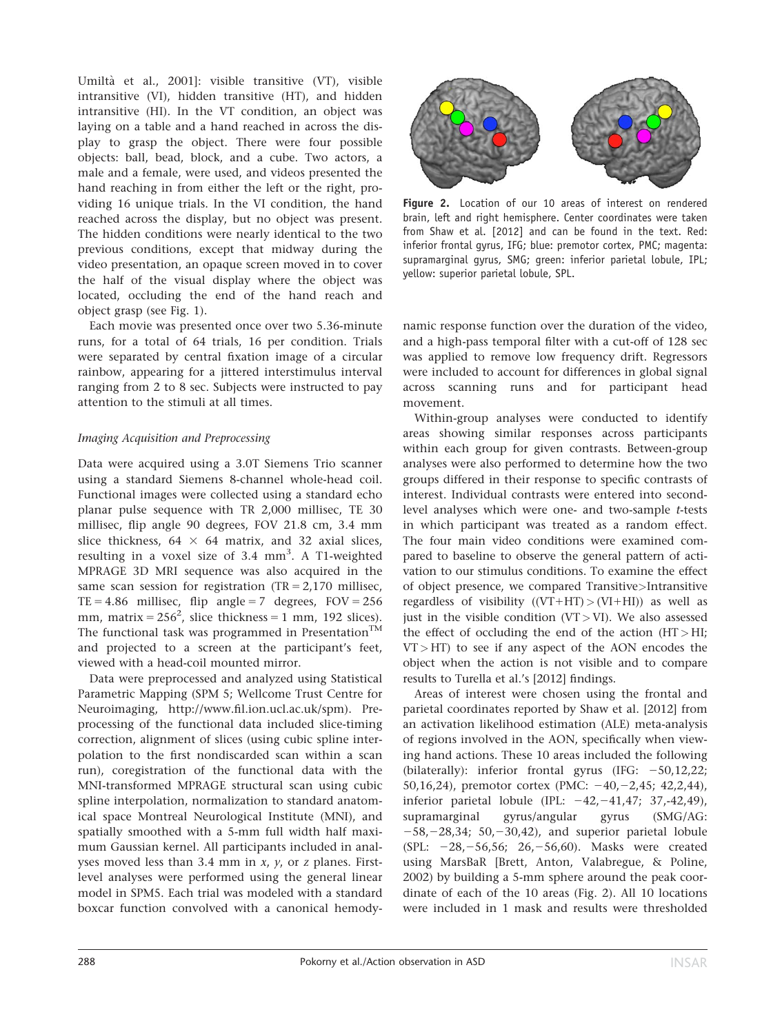Umiltà et al., 2001]: visible transitive (VT), visible intransitive (VI), hidden transitive (HT), and hidden intransitive (HI). In the VT condition, an object was laying on a table and a hand reached in across the display to grasp the object. There were four possible objects: ball, bead, block, and a cube. Two actors, a male and a female, were used, and videos presented the hand reaching in from either the left or the right, providing 16 unique trials. In the VI condition, the hand reached across the display, but no object was present. The hidden conditions were nearly identical to the previous conditions, except that midway during the video presentation, an opaque screen moved in to cover the half of the visual display where the object was located, occluding the end of the hand reach and object grasp (see Fig. 1).

Each movie was presented once over two 5.36-minute runs, for a total of 64 trials, 16 per condition. Trials were separated by central fixation image of a circular rainbow, appearing for a jittered interstimulus interval ranging from 2 to 8 sec. Subjects were instructed to pay attention to the stimuli at all times.

### *Imaging Acquisition and Preprocessing*

Data were acquired using a 3.0T Siemens Trio scanner using a standard Siemens 8-channel whole-head coil. Functional images were collected using a standard echo planar pulse sequence with TR 2,000 millisec, TE 30 millisec, flip angle 90 degrees, FOV 21.8 cm, 3.4 mm slice thickness, $64 \times 64$ matrix, and 32 axial slices, resulting in a voxel size of 3.4 $mm^3$. A T1-weighted MPRAGE 3D MRI sequence was also acquired in the same scan session for registration (TR = 2,170 millisec, TE = 4.86 millisec, flip angle = 7 degrees, FOV = 256 mm, matrix = $256^2$, slice thickness = 1 mm, 192 slices). The functional task was programmed in Presentation™ and projected to a screen at the participant's feet, viewed with a head-coil mounted mirror.

Data were preprocessed and analyzed using Statistical Parametric Mapping (SPM 5; Wellcome Trust Centre for Neuroimaging, http://www.fil.ion.ucl.ac.uk/spm). Preprocessing of the functional data included slice-timing correction, alignment of slices (using cubic spline interpolation to the first nondiscarded scan within a scan run), coregistration of the functional data with the MNI-transformed MPRAGE structural scan using cubic spline interpolation, normalization to standard anatomical space Montreal Neurological Institute (MNI), and spatially smoothed with a 5-mm full width half maximum Gaussian kernel. All participants included in analyses moved less than 3.4 mm in *x*, *y*, or *z* planes. First-level analyses were performed using the general linear model in SPM5. Each trial was modeled with a standard boxcar function convolved with a canonical hemodynamic response function over the duration of the video, and a high-pass temporal filter with a cut-off of 128 sec was applied to remove low frequency drift. Regressors were included to account for differences in global signal across scanning runs and for participant head movement.

**Figure 2.** Location of our 10 areas of interest on rendered brain, left and right hemisphere. Center coordinates were taken from Shaw et al. [2012] and can be found in the text. Red: inferior frontal gyrus, IFG; blue: premotor cortex, PMC; magenta: supramarginal gyrus, SMG; green: inferior parietal lobule, IPL; yellow: superior parietal lobule, SPL.

Within-group analyses were conducted to identify areas showing similar responses across participants within each group for given contrasts. Between-group analyses were also performed to determine how the two groups differed in their response to specific contrasts of interest. Individual contrasts were entered into second-level analyses which were one- and two-sample *t*-tests in which participant was treated as a random effect. The four main video conditions were examined compared to baseline to observe the general pattern of activation to our stimulus conditions. To examine the effect of object presence, we compared Transitive>Intransitive regardless of visibility ((VT+HT) > (VI+HI)) as well as just in the visible condition (VT > VI). We also assessed the effect of occluding the end of the action (HT > HI; VT > HT) to see if any aspect of the AON encodes the object when the action is not visible and to compare results to Turella et al.'s [2012] findings.

Areas of interest were chosen using the frontal and parietal coordinates reported by Shaw et al. [2012] from an activation likelihood estimation (ALE) meta-analysis of regions involved in the AON, specifically when viewing hand actions. These 10 areas included the following (bilaterally): inferior frontal gyrus (IFG: −50,12,22; 50,16,24), premotor cortex (PMC: −40,−2,45; 42,2,44), inferior parietal lobule (IPL: −42,−41,47; 37,-42,49), supramarginal gyrus/angular gyrus (SMG/AG: −58,−28,34; 50,−30,42), and superior parietal lobule (SPL: −28,−56,56; 26,−56,60). Masks were created using MarsBaR [Brett, Anton, Valabregue, & Poline, 2002) by building a 5-mm sphere around the peak coordinate of each of the 10 areas (Fig. 2). All 10 locations were included in 1 mask and results were thresholded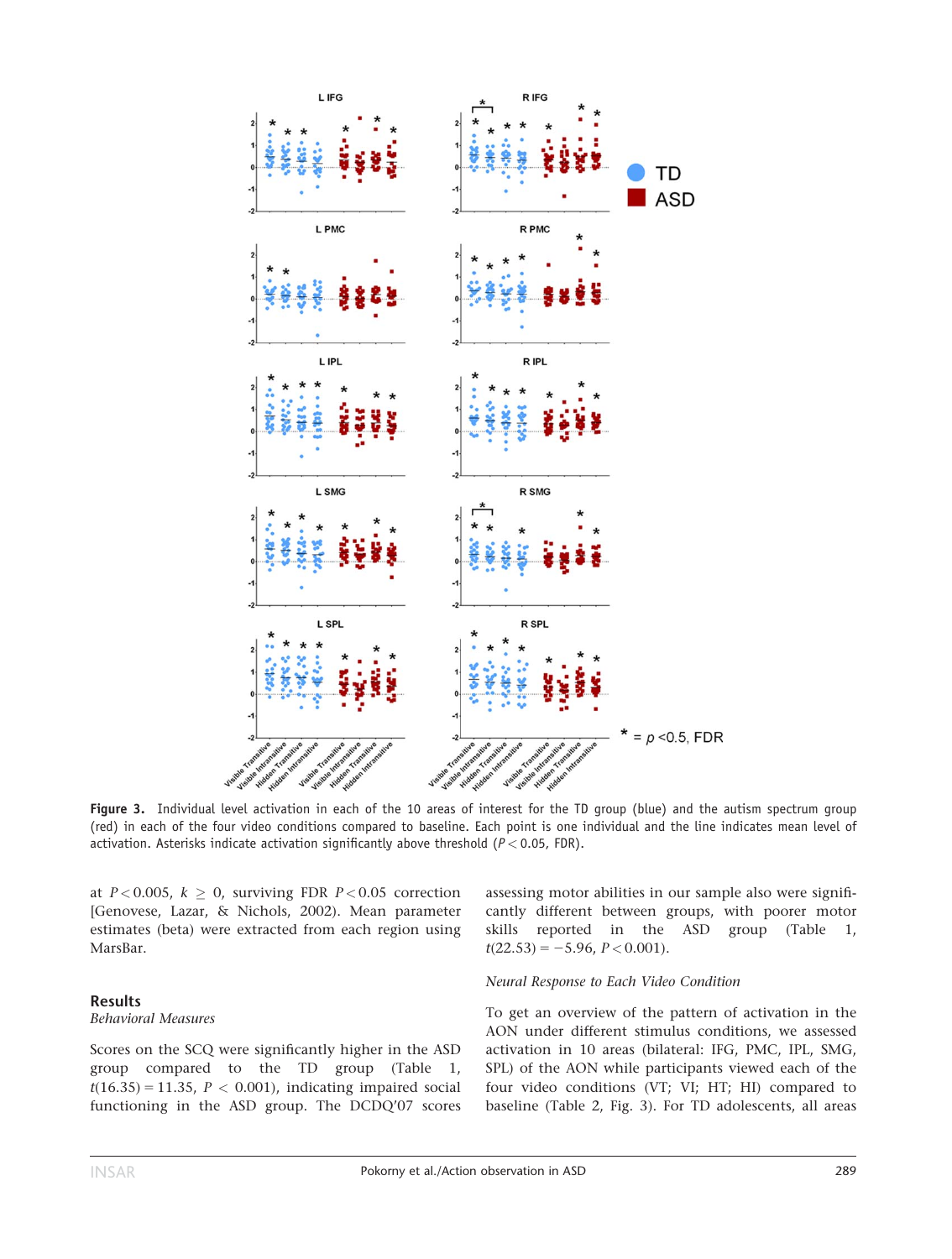Figure 3. Individual level activation in each of the 10 areas of interest for the TD group (blue) and the autism spectrum group (red) in each of the four video conditions compared to baseline. Each point is one individual and the line indicates mean level of activation. Asterisks indicate activation significantly above threshold ($P < 0.05$, FDR).

at $P < 0.005$, $k \geq 0$, surviving FDR $P < 0.05$ correction [Genovese, Lazar, & Nichols, 2002]. Mean parameter estimates (beta) were extracted from each region using MarsBar.

## Results

### *Behavioral Measures*

Scores on the SCQ were significantly higher in the ASD group compared to the TD group (Table 1, $t(16.35) = 11.35$, $P < 0.001$), indicating impaired social functioning in the ASD group. The DCDQ'07 scores assessing motor abilities in our sample also were significantly different between groups, with poorer motor skills reported in the ASD group (Table 1, $t(22.53) = -5.96$, $P < 0.001$).

### *Neural Response to Each Video Condition*

To get an overview of the pattern of activation in the AON under different stimulus conditions, we assessed activation in 10 areas (bilateral: IFG, PMC, IPL, SMG, SPL) of the AON while participants viewed each of the four video conditions (VT; VI; HT; HI) compared to baseline (Table 2, Fig. 3). For TD adolescents, all areas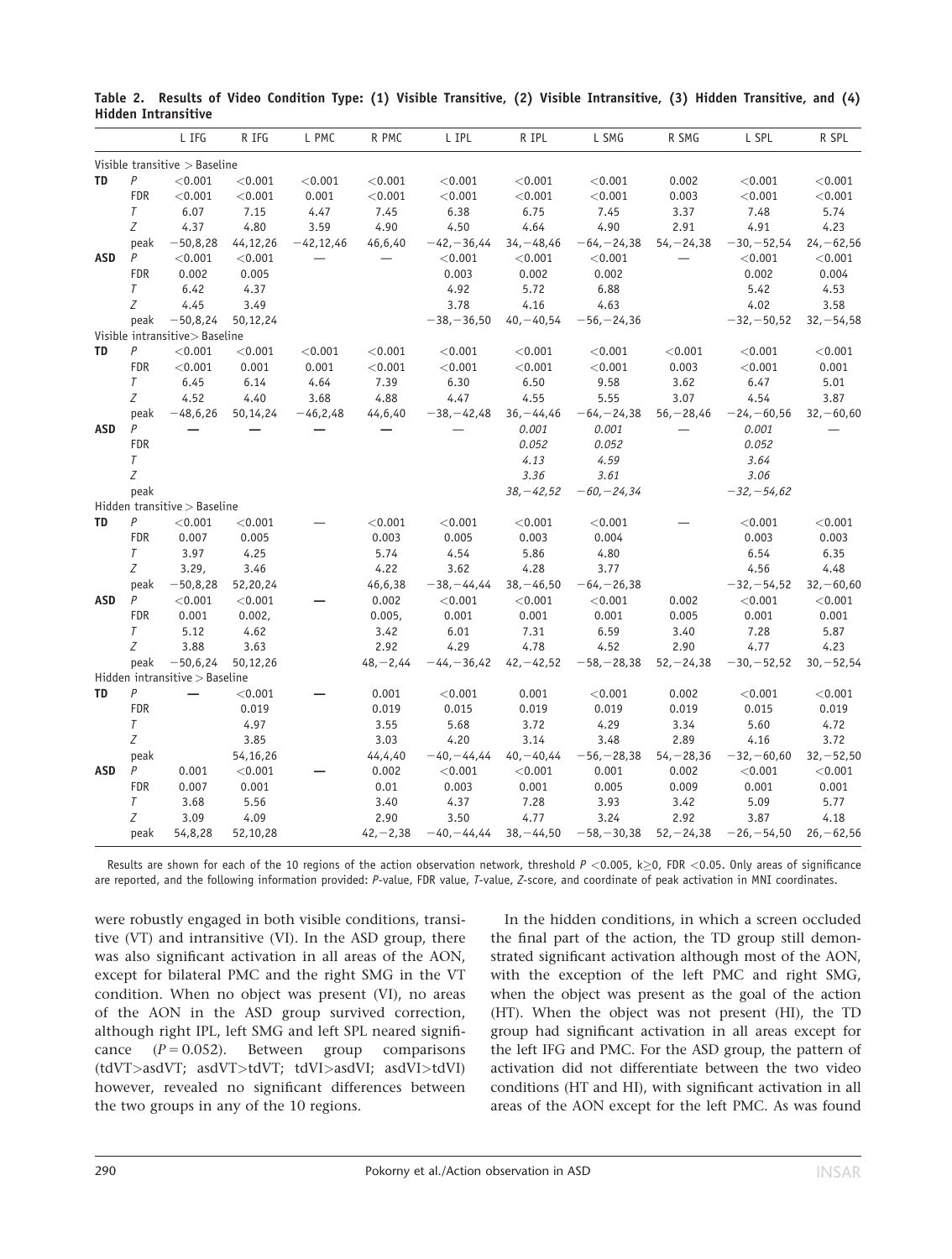**Table 2. Results of Video Condition Type: (1) Visible Transitive, (2) Visible Intransitive, (3) Hidden Transitive, and (4) Hidden Intransitive**

| | | L IFG | R IFG | L PMC | R PMC | L IPL | R IPL | L SMG | R SMG | L SPL | R SPL |
|---|---|---|---|---|---|---|---|---|---|---|---|
| Visible transitive > Baseline | | | | | | | | | | | |
| **TD** | *P* | <0.001 | <0.001 | <0.001 | <0.001 | <0.001 | <0.001 | <0.001 | 0.002 | <0.001 | <0.001 |
| | FDR | <0.001 | <0.001 | 0.001 | <0.001 | <0.001 | <0.001 | <0.001 | 0.003 | <0.001 | <0.001 |
| | *T* | 6.07 | 7.15 | 4.47 | 7.45 | 6.38 | 6.75 | 7.45 | 3.37 | 7.48 | 5.74 |
| | *Z* | 4.37 | 4.80 | 3.59 | 4.90 | 4.50 | 4.64 | 4.90 | 2.91 | 4.91 | 4.23 |
| | peak | −50,8,28 | 44,12,26 | −42,12,46 | 46,6,40 | −42,−36,44 | 34,−48,46 | −64,−24,38 | 54,−24,38 | −30,−52,54 | 24,−62,56 |
| **ASD** | *P* | <0.001 | <0.001 | — | — | <0.001 | <0.001 | <0.001 | — | <0.001 | <0.001 |
| | FDR | 0.002 | 0.005 | | | 0.003 | 0.002 | 0.002 | | 0.002 | 0.004 |
| | *T* | 6.42 | 4.37 | | | 4.92 | 5.72 | 6.88 | | 5.42 | 4.53 |
| | *Z* | 4.45 | 3.49 | | | 3.78 | 4.16 | 4.63 | | 4.02 | 3.58 |
| | peak | −50,8,24 | 50,12,24 | | | −38,−36,50 | 40,−40,54 | −56,−24,36 | | −32,−50,52 | 32,−54,58 |
| Visible intransitive > Baseline | | | | | | | | | | | |
| **TD** | *P* | <0.001 | <0.001 | <0.001 | <0.001 | <0.001 | <0.001 | <0.001 | <0.001 | <0.001 | <0.001 |
| | FDR | <0.001 | 0.001 | 0.001 | <0.001 | <0.001 | <0.001 | <0.001 | 0.003 | <0.001 | 0.001 |
| | *T* | 6.45 | 6.14 | 4.64 | 7.39 | 6.30 | 6.50 | 9.58 | 3.62 | 6.47 | 5.01 |
| | *Z* | 4.52 | 4.40 | 3.68 | 4.88 | 4.47 | 4.55 | 5.55 | 3.07 | 4.54 | 3.87 |
| | peak | −48,6,26 | 50,14,24 | −46,2,48 | 44,6,40 | −38,−42,48 | 36,−44,46 | −64,−24,38 | 56,−28,46 | −24,−60,56 | 32,−60,60 |
| **ASD** | *P* | — | — | — | — | — | *0.001* | *0.001* | — | *0.001* | — |
| | FDR | | | | | | *0.052* | *0.052* | | *0.052* | |
| | *T* | | | | | | *4.13* | *4.59* | | *3.64* | |
| | *Z* | | | | | | *3.36* | *3.61* | | *3.06* | |
| | peak | | | | | | *38,−42,52* | *−60,−24,34* | | *−32,−54,62* | |
| Hidden transitive > Baseline | | | | | | | | | | | |
| **TD** | *P* | <0.001 | <0.001 | — | <0.001 | <0.001 | <0.001 | <0.001 | — | <0.001 | <0.001 |
| | FDR | 0.007 | 0.005 | | 0.003 | 0.005 | 0.003 | 0.004 | | 0.003 | 0.003 |
| | *T* | 3.97 | 4.25 | | 5.74 | 4.54 | 5.86 | 4.80 | | 6.54 | 6.35 |
| | *Z* | 3.29, | 3.46 | | 4.22 | 3.62 | 4.28 | 3.77 | | 4.56 | 4.48 |
| | peak | −50,8,28 | 52,20,24 | | 46,6,38 | −38,−44,44 | 38,−46,50 | −64,−26,38 | | −32,−54,52 | 32,−60,60 |
| **ASD** | *P* | <0.001 | <0.001 | — | 0.002 | <0.001 | <0.001 | <0.001 | 0.002 | <0.001 | <0.001 |
| | FDR | 0.001 | 0.002, | | 0.005, | 0.001 | 0.001 | 0.001 | 0.005 | 0.001 | 0.001 |
| | *T* | 5.12 | 4.62 | | 3.42 | 6.01 | 7.31 | 6.59 | 3.40 | 7.28 | 5.87 |
| | *Z* | 3.88 | 3.63 | | 2.92 | 4.29 | 4.78 | 4.52 | 2.90 | 4.77 | 4.23 |
| | peak | −50,6,24 | 50,12,26 | | 48,−2,44 | −44,−36,42 | 42,−42,52 | −58,−28,38 | 52,−24,38 | −30,−52,52 | 30,−52,54 |
| Hidden intransitive > Baseline | | | | | | | | | | | |
| **TD** | *P* | — | <0.001 | — | 0.001 | <0.001 | 0.001 | <0.001 | 0.002 | <0.001 | <0.001 |
| | FDR | | 0.019 | | 0.019 | 0.015 | 0.019 | 0.019 | 0.019 | 0.015 | 0.019 |
| | *T* | | 4.97 | | 3.55 | 5.68 | 3.72 | 4.29 | 3.34 | 5.60 | 4.72 |
| | *Z* | | 3.85 | | 3.03 | 4.20 | 3.14 | 3.48 | 2.89 | 4.16 | 3.72 |
| | peak | | 54,16,26 | | 44,4,40 | −40,−44,44 | 40,−40,44 | −56,−28,38 | 54,−28,36 | −32,−60,60 | 32,−52,50 |
| **ASD** | *P* | 0.001 | <0.001 | — | 0.002 | <0.001 | <0.001 | 0.001 | 0.002 | <0.001 | <0.001 |
| | FDR | 0.007 | 0.001 | | 0.01 | 0.003 | 0.001 | 0.005 | 0.009 | 0.001 | 0.001 |
| | *T* | 3.68 | 5.56 | | 3.40 | 4.37 | 7.28 | 3.93 | 3.42 | 5.09 | 5.77 |
| | *Z* | 3.09 | 4.09 | | 2.90 | 3.50 | 4.77 | 3.24 | 2.92 | 3.87 | 4.18 |
| | peak | 54,8,28 | 52,10,28 | | 42,−2,38 | −40,−44,44 | 38,−44,50 | −58,−30,38 | 52,−24,38 | −26,−54,50 | 26,−62,56 |

Results are shown for each of the 10 regions of the action observation network, threshold $P<0.005$, $k \geq 0$, FDR $<0.05$. Only areas of significance are reported, and the following information provided: *P*-value, FDR value, *T*-value, *Z*-score, and coordinate of peak activation in MNI coordinates.

were robustly engaged in both visible conditions, transitive (VT) and intransitive (VI). In the ASD group, there was also significant activation in all areas of the AON, except for bilateral PMC and the right SMG in the VT condition. When no object was present (VI), no areas of the AON in the ASD group survived correction, although right IPL, left SMG and left SPL neared significance ($P = 0.052$). Between group comparisons (tdVT>asdVT; asdVT>tdVT; tdVI>asdVI; asdVI>tdVI) however, revealed no significant differences between the two groups in any of the 10 regions.

In the hidden conditions, in which a screen occluded the final part of the action, the TD group still demonstrated significant activation although most of the AON, with the exception of the left PMC and right SMG, when the object was present as the goal of the action (HT). When the object was not present (HI), the TD group had significant activation in all areas except for the left IFG and PMC. For the ASD group, the pattern of activation did not differentiate between the two video conditions (HT and HI), with significant activation in all areas of the AON except for the left PMC. As was found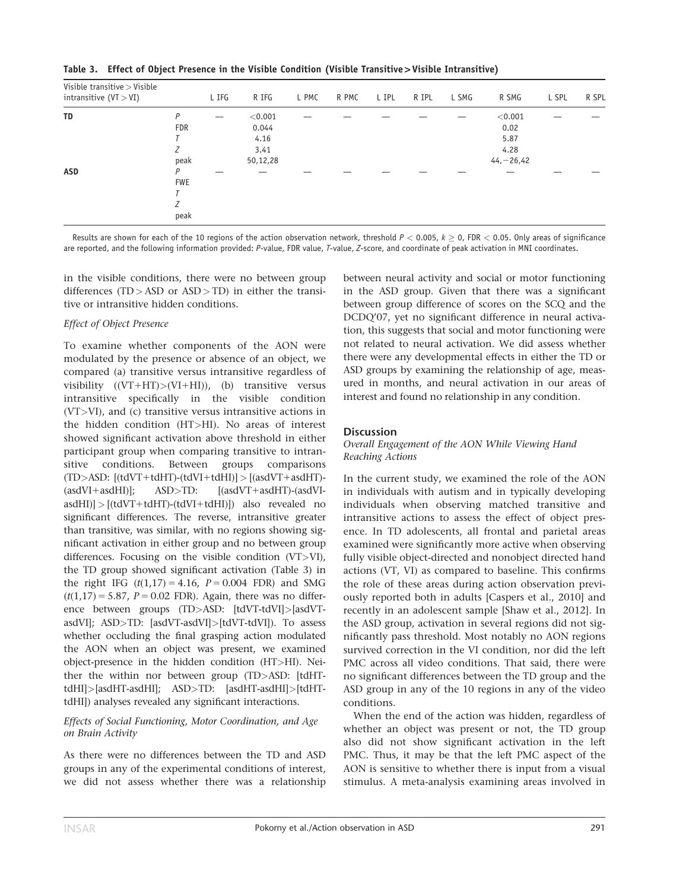**Table 3. Effect of Object Presence in the Visible Condition (Visible Transitive > Visible Intransitive)**

| Visible transitive > Visible intransitive (VT > VI) | | L IFG | R IFG | L PMC | R PMC | L IPL | R IPL | L SMG | R SMG | L SPL | R SPL |
|---|---|---|---|---|---|---|---|---|---|---|---|
| **TD** | *P* | — | <0.001 | — | — | — | — | — | <0.001 | — | — |
| | FDR | | 0.044 | | | | | | 0.02 | | |
| | *T* | | 4.16 | | | | | | 5.87 | | |
| | *Z* | | 3.41 | | | | | | 4.28 | | |
| | peak | | 50,12,28 | | | | | | 44,−26,42 | | |
| **ASD** | *P* | — | — | — | — | — | — | — | — | — | — |
| | FWE | | | | | | | | | | |
| | *T* | | | | | | | | | | |
| | *Z* | | | | | | | | | | |
| | peak | | | | | | | | | | |

Results are shown for each of the 10 regions of the action observation network, threshold $P < 0.005$, $k \geq 0$, FDR < 0.05. Only areas of significance are reported, and the following information provided: *P*-value, FDR value, *T*-value, *Z*-score, and coordinate of peak activation in MNI coordinates.

in the visible conditions, there were no between group differences (TD > ASD or ASD > TD) in either the transitive or intransitive hidden conditions.

### *Effect of Object Presence*

To examine whether components of the AON were modulated by the presence or absence of an object, we compared (a) transitive versus intransitive regardless of visibility ((VT+HT)>(VI+HI)), (b) transitive versus intransitive specifically in the visible condition (VT>VI), and (c) transitive versus intransitive actions in the hidden condition (HT>HI). No areas of interest showed significant activation above threshold in either participant group when comparing transitive to intransitive conditions. Between groups comparisons (TD>ASD: [(tdVT+tdHT)-(tdVI+tdHI)] > [(asdVT+asdHT)-(asdVI+asdHI)]; ASD>TD: [(asdVT+asdHT)-(asdVI-asdHI)] > [(tdVT+tdHT)-(tdVI+tdHI)]) also revealed no significant differences. The reverse, intransitive greater than transitive, was similar, with no regions showing significant activation in either group and no between group differences. Focusing on the visible condition (VT>VI), the TD group showed significant activation (Table 3) in the right IFG ($t(1,17) = 4.16$, $P = 0.004$ FDR) and SMG ($t(1,17) = 5.87$, $P = 0.02$ FDR). Again, there was no difference between groups (TD>ASD: [tdVT-tdVI]>[asdVT-asdVI]; ASD>TD: [asdVT-asdVI]>[tdVT-tdVI]). To assess whether occluding the final grasping action modulated the AON when an object was present, we examined object-presence in the hidden condition (HT>HI). Neither the within nor between group (TD>ASD: [tdHT-tdHI]>[asdHT-asdHI]; ASD>TD: [asdHT-asdHI]>[tdHT-tdHI]) analyses revealed any significant interactions.

### *Effects of Social Functioning, Motor Coordination, and Age on Brain Activity*

As there were no differences between the TD and ASD groups in any of the experimental conditions of interest, we did not assess whether there was a relationship between neural activity and social or motor functioning in the ASD group. Given that there was a significant between group difference of scores on the SCQ and the DCDQ'07, yet no significant difference in neural activation, this suggests that social and motor functioning were not related to neural activation. We did assess whether there were any developmental effects in either the TD or ASD groups by examining the relationship of age, measured in months, and neural activation in our areas of interest and found no relationship in any condition.

## Discussion

### *Overall Engagement of the AON While Viewing Hand Reaching Actions*

In the current study, we examined the role of the AON in individuals with autism and in typically developing individuals when observing matched transitive and intransitive actions to assess the effect of object presence. In TD adolescents, all frontal and parietal areas examined were significantly more active when observing fully visible object-directed and nonobject directed hand actions (VT, VI) as compared to baseline. This confirms the role of these areas during action observation previously reported both in adults [Caspers et al., 2010] and recently in an adolescent sample [Shaw et al., 2012]. In the ASD group, activation in several regions did not significantly pass threshold. Most notably no AON regions survived correction in the VI condition, nor did the left PMC across all video conditions. That said, there were no significant differences between the TD group and the ASD group in any of the 10 regions in any of the video conditions.

When the end of the action was hidden, regardless of whether an object was present or not, the TD group also did not show significant activation in the left PMC. Thus, it may be that the left PMC aspect of the AON is sensitive to whether there is input from a visual stimulus. A meta-analysis examining areas involved in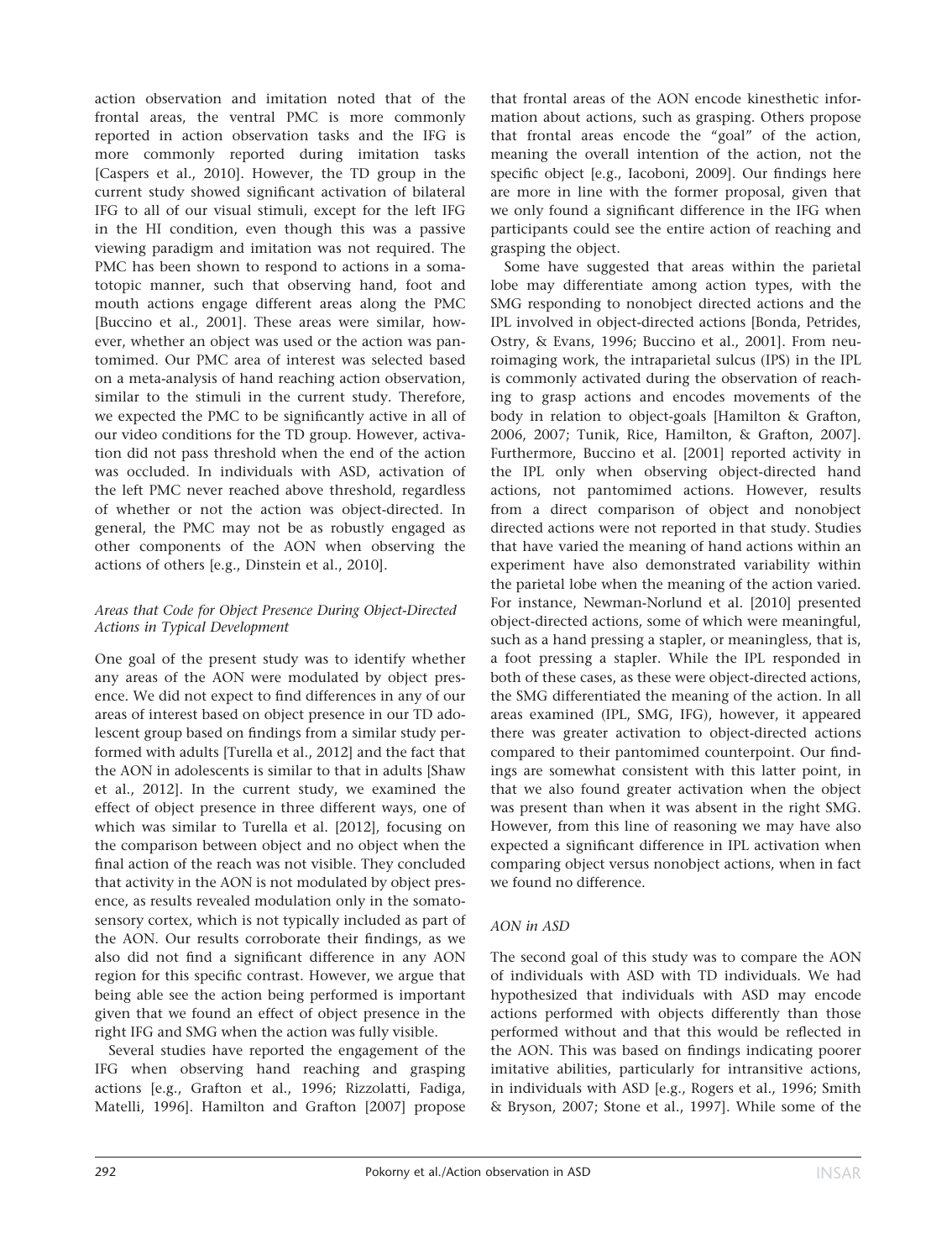action observation and imitation noted that of the frontal areas, the ventral PMC is more commonly reported in action observation tasks and the IFG is more commonly reported during imitation tasks [Caspers et al., 2010]. However, the TD group in the current study showed significant activation of bilateral IFG to all of our visual stimuli, except for the left IFG in the HI condition, even though this was a passive viewing paradigm and imitation was not required. The PMC has been shown to respond to actions in a somatotopic manner, such that observing hand, foot and mouth actions engage different areas along the PMC [Buccino et al., 2001]. These areas were similar, however, whether an object was used or the action was pantomimed. Our PMC area of interest was selected based on a meta-analysis of hand reaching action observation, similar to the stimuli in the current study. Therefore, we expected the PMC to be significantly active in all of our video conditions for the TD group. However, activation did not pass threshold when the end of the action was occluded. In individuals with ASD, activation of the left PMC never reached above threshold, regardless of whether or not the action was object-directed. In general, the PMC may not be as robustly engaged as other components of the AON when observing the actions of others [e.g., Dinstein et al., 2010].

### *Areas that Code for Object Presence During Object-Directed Actions in Typical Development*

One goal of the present study was to identify whether any areas of the AON were modulated by object presence. We did not expect to find differences in any of our areas of interest based on object presence in our TD adolescent group based on findings from a similar study performed with adults [Turella et al., 2012] and the fact that the AON in adolescents is similar to that in adults [Shaw et al., 2012]. In the current study, we examined the effect of object presence in three different ways, one of which was similar to Turella et al. [2012], focusing on the comparison between object and no object when the final action of the reach was not visible. They concluded that activity in the AON is not modulated by object presence, as results revealed modulation only in the somatosensory cortex, which is not typically included as part of the AON. Our results corroborate their findings, as we also did not find a significant difference in any AON region for this specific contrast. However, we argue that being able see the action being performed is important given that we found an effect of object presence in the right IFG and SMG when the action was fully visible.

Several studies have reported the engagement of the IFG when observing hand reaching and grasping actions [e.g., Grafton et al., 1996; Rizzolatti, Fadiga, Matelli, 1996]. Hamilton and Grafton [2007] propose that frontal areas of the AON encode kinesthetic information about actions, such as grasping. Others propose that frontal areas encode the "goal" of the action, meaning the overall intention of the action, not the specific object [e.g., Iacoboni, 2009]. Our findings here are more in line with the former proposal, given that we only found a significant difference in the IFG when participants could see the entire action of reaching and grasping the object.

Some have suggested that areas within the parietal lobe may differentiate among action types, with the SMG responding to nonobject directed actions and the IPL involved in object-directed actions [Bonda, Petrides, Ostry, & Evans, 1996; Buccino et al., 2001]. From neuroimaging work, the intraparietal sulcus (IPS) in the IPL is commonly activated during the observation of reaching to grasp actions and encodes movements of the body in relation to object-goals [Hamilton & Grafton, 2006, 2007; Tunik, Rice, Hamilton, & Grafton, 2007]. Furthermore, Buccino et al. [2001] reported activity in the IPL only when observing object-directed hand actions, not pantomimed actions. However, results from a direct comparison of object and nonobject directed actions were not reported in that study. Studies that have varied the meaning of hand actions within an experiment have also demonstrated variability within the parietal lobe when the meaning of the action varied. For instance, Newman-Norlund et al. [2010] presented object-directed actions, some of which were meaningful, such as a hand pressing a stapler, or meaningless, that is, a foot pressing a stapler. While the IPL responded in both of these cases, as these were object-directed actions, the SMG differentiated the meaning of the action. In all areas examined (IPL, SMG, IFG), however, it appeared there was greater activation to object-directed actions compared to their pantomimed counterpoint. Our findings are somewhat consistent with this latter point, in that we also found greater activation when the object was present than when it was absent in the right SMG. However, from this line of reasoning we may have also expected a significant difference in IPL activation when comparing object versus nonobject actions, when in fact we found no difference.

### *AON in ASD*

The second goal of this study was to compare the AON of individuals with ASD with TD individuals. We had hypothesized that individuals with ASD may encode actions performed with objects differently than those performed without and that this would be reflected in the AON. This was based on findings indicating poorer imitative abilities, particularly for intransitive actions, in individuals with ASD [e.g., Rogers et al., 1996; Smith & Bryson, 2007; Stone et al., 1997]. While some of the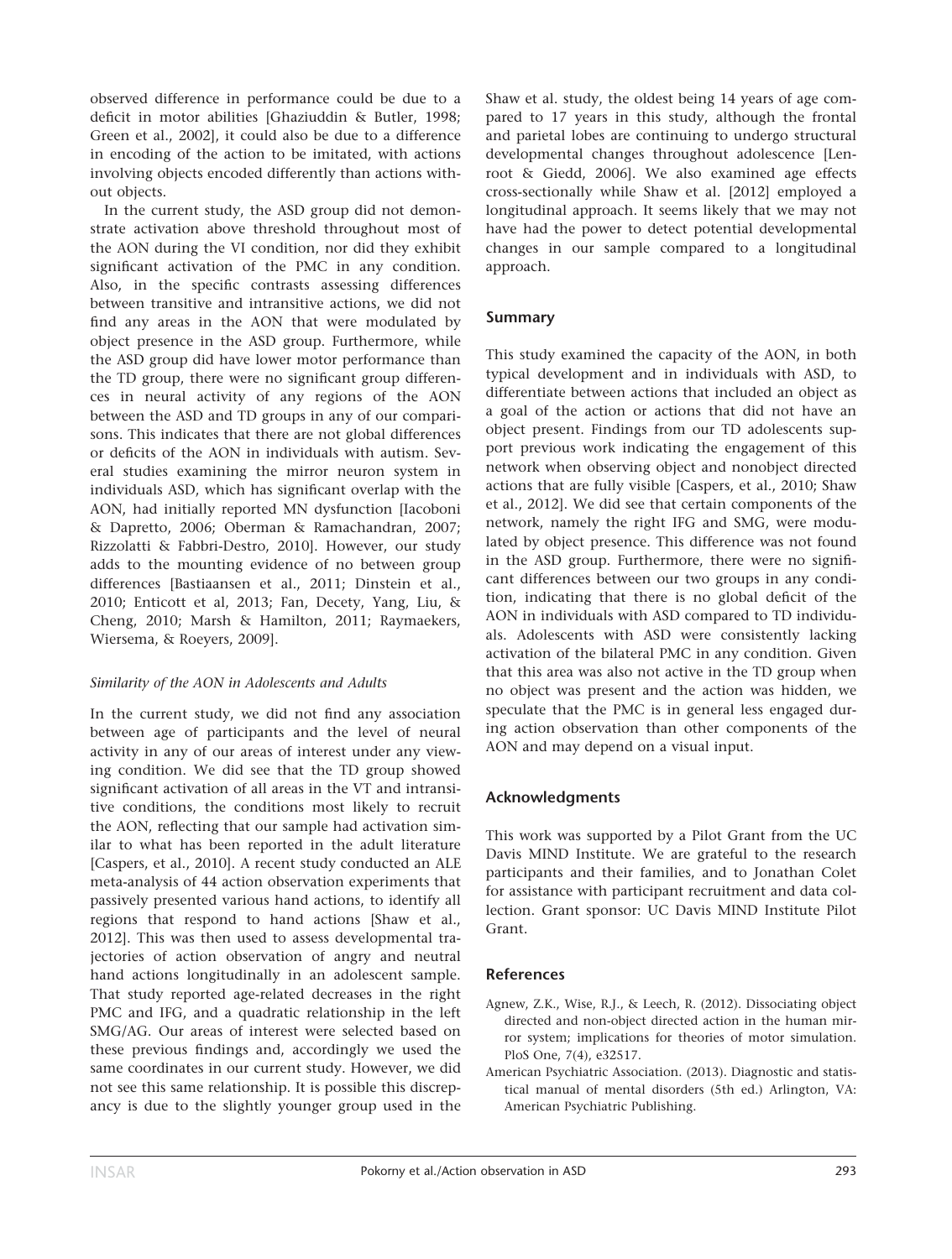observed difference in performance could be due to a deficit in motor abilities [Ghaziuddin & Butler, 1998; Green et al., 2002], it could also be due to a difference in encoding of the action to be imitated, with actions involving objects encoded differently than actions without objects.

In the current study, the ASD group did not demonstrate activation above threshold throughout most of the AON during the VI condition, nor did they exhibit significant activation of the PMC in any condition. Also, in the specific contrasts assessing differences between transitive and intransitive actions, we did not find any areas in the AON that were modulated by object presence in the ASD group. Furthermore, while the ASD group did have lower motor performance than the TD group, there were no significant group differences in neural activity of any regions of the AON between the ASD and TD groups in any of our comparisons. This indicates that there are not global differences or deficits of the AON in individuals with autism. Several studies examining the mirror neuron system in individuals ASD, which has significant overlap with the AON, had initially reported MN dysfunction [Iacoboni & Dapretto, 2006; Oberman & Ramachandran, 2007; Rizzolatti & Fabbri-Destro, 2010]. However, our study adds to the mounting evidence of no between group differences [Bastiaansen et al., 2011; Dinstein et al., 2010; Enticott et al, 2013; Fan, Decety, Yang, Liu, & Cheng, 2010; Marsh & Hamilton, 2011; Raymaekers, Wiersema, & Roeyers, 2009].

### *Similarity of the AON in Adolescents and Adults*

In the current study, we did not find any association between age of participants and the level of neural activity in any of our areas of interest under any viewing condition. We did see that the TD group showed significant activation of all areas in the VT and intransitive conditions, the conditions most likely to recruit the AON, reflecting that our sample had activation similar to what has been reported in the adult literature [Caspers, et al., 2010]. A recent study conducted an ALE meta-analysis of 44 action observation experiments that passively presented various hand actions, to identify all regions that respond to hand actions [Shaw et al., 2012]. This was then used to assess developmental trajectories of action observation of angry and neutral hand actions longitudinally in an adolescent sample. That study reported age-related decreases in the right PMC and IFG, and a quadratic relationship in the left SMG/AG. Our areas of interest were selected based on these previous findings and, accordingly we used the same coordinates in our current study. However, we did not see this same relationship. It is possible this discrepancy is due to the slightly younger group used in the Shaw et al. study, the oldest being 14 years of age compared to 17 years in this study, although the frontal and parietal lobes are continuing to undergo structural developmental changes throughout adolescence [Lenroot & Giedd, 2006]. We also examined age effects cross-sectionally while Shaw et al. [2012] employed a longitudinal approach. It seems likely that we may not have had the power to detect potential developmental changes in our sample compared to a longitudinal approach.

## Summary

This study examined the capacity of the AON, in both typical development and in individuals with ASD, to differentiate between actions that included an object as a goal of the action or actions that did not have an object present. Findings from our TD adolescents support previous work indicating the engagement of this network when observing object and nonobject directed actions that are fully visible [Caspers, et al., 2010; Shaw et al., 2012]. We did see that certain components of the network, namely the right IFG and SMG, were modulated by object presence. This difference was not found in the ASD group. Furthermore, there were no significant differences between our two groups in any condition, indicating that there is no global deficit of the AON in individuals with ASD compared to TD individuals. Adolescents with ASD were consistently lacking activation of the bilateral PMC in any condition. Given that this area was also not active in the TD group when no object was present and the action was hidden, we speculate that the PMC is in general less engaged during action observation than other components of the AON and may depend on a visual input.

## Acknowledgments

This work was supported by a Pilot Grant from the UC Davis MIND Institute. We are grateful to the research participants and their families, and to Jonathan Colet for assistance with participant recruitment and data collection. Grant sponsor: UC Davis MIND Institute Pilot Grant.

## References

Agnew, Z.K., Wise, R.J., & Leech, R. (2012). Dissociating object directed and non-object directed action in the human mirror system; implications for theories of motor simulation. PloS One, 7(4), e32517.

American Psychiatric Association. (2013). Diagnostic and statistical manual of mental disorders (5th ed.) Arlington, VA: American Psychiatric Publishing.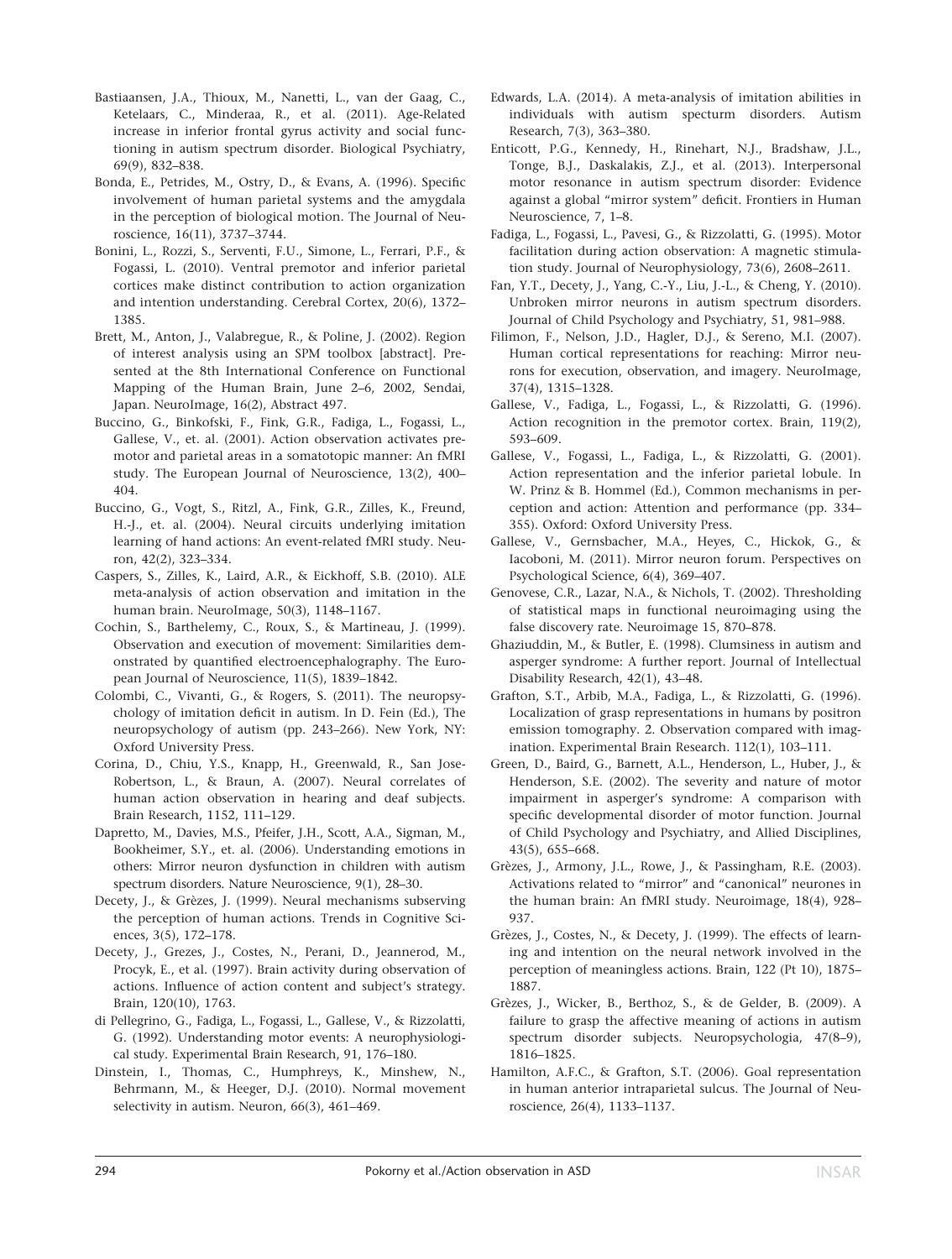Bastiaansen, J.A., Thioux, M., Nanetti, L., van der Gaag, C., Ketelaars, C., Minderaa, R., et al. (2011). Age-Related increase in inferior frontal gyrus activity and social functioning in autism spectrum disorder. Biological Psychiatry, 69(9), 832–838.

Bonda, E., Petrides, M., Ostry, D., & Evans, A. (1996). Specific involvement of human parietal systems and the amygdala in the perception of biological motion. The Journal of Neuroscience, 16(11), 3737–3744.

Bonini, L., Rozzi, S., Serventi, F.U., Simone, L., Ferrari, P.F., & Fogassi, L. (2010). Ventral premotor and inferior parietal cortices make distinct contribution to action organization and intention understanding. Cerebral Cortex, 20(6), 1372–1385.

Brett, M., Anton, J., Valabregue, R., & Poline, J. (2002). Region of interest analysis using an SPM toolbox [abstract]. Presented at the 8th International Conference on Functional Mapping of the Human Brain, June 2–6, 2002, Sendai, Japan. NeuroImage, 16(2), Abstract 497.

Buccino, G., Binkofski, F., Fink, G.R., Fadiga, L., Fogassi, L., Gallese, V., et. al. (2001). Action observation activates premotor and parietal areas in a somatotopic manner: An fMRI study. The European Journal of Neuroscience, 13(2), 400–404.

Buccino, G., Vogt, S., Ritzl, A., Fink, G.R., Zilles, K., Freund, H.-J., et. al. (2004). Neural circuits underlying imitation learning of hand actions: An event-related fMRI study. Neuron, 42(2), 323–334.

Caspers, S., Zilles, K., Laird, A.R., & Eickhoff, S.B. (2010). ALE meta-analysis of action observation and imitation in the human brain. NeuroImage, 50(3), 1148–1167.

Cochin, S., Barthelemy, C., Roux, S., & Martineau, J. (1999). Observation and execution of movement: Similarities demonstrated by quantified electroencephalography. The European Journal of Neuroscience, 11(5), 1839–1842.

Colombi, C., Vivanti, G., & Rogers, S. (2011). The neuropsychology of imitation deficit in autism. In D. Fein (Ed.), The neuropsychology of autism (pp. 243–266). New York, NY: Oxford University Press.

Corina, D., Chiu, Y.S., Knapp, H., Greenwald, R., San Jose-Robertson, L., & Braun, A. (2007). Neural correlates of human action observation in hearing and deaf subjects. Brain Research, 1152, 111–129.

Dapretto, M., Davies, M.S., Pfeifer, J.H., Scott, A.A., Sigman, M., Bookheimer, S.Y., et. al. (2006). Understanding emotions in others: Mirror neuron dysfunction in children with autism spectrum disorders. Nature Neuroscience, 9(1), 28–30.

Decety, J., & Grèzes, J. (1999). Neural mechanisms subserving the perception of human actions. Trends in Cognitive Sciences, 3(5), 172–178.

Decety, J., Grezes, J., Costes, N., Perani, D., Jeannerod, M., Procyk, E., et al. (1997). Brain activity during observation of actions. Influence of action content and subject's strategy. Brain, 120(10), 1763.

di Pellegrino, G., Fadiga, L., Fogassi, L., Gallese, V., & Rizzolatti, G. (1992). Understanding motor events: A neurophysiological study. Experimental Brain Research, 91, 176–180.

Dinstein, I., Thomas, C., Humphreys, K., Minshew, N., Behrmann, M., & Heeger, D.J. (2010). Normal movement selectivity in autism. Neuron, 66(3), 461–469.

Edwards, L.A. (2014). A meta-analysis of imitation abilities in individuals with autism specturm disorders. Autism Research, 7(3), 363–380.

Enticott, P.G., Kennedy, H., Rinehart, N.J., Bradshaw, J.L., Tonge, B.J., Daskalakis, Z.J., et al. (2013). Interpersonal motor resonance in autism spectrum disorder: Evidence against a global "mirror system" deficit. Frontiers in Human Neuroscience, 7, 1–8.

Fadiga, L., Fogassi, L., Pavesi, G., & Rizzolatti, G. (1995). Motor facilitation during action observation: A magnetic stimulation study. Journal of Neurophysiology, 73(6), 2608–2611.

Fan, Y.T., Decety, J., Yang, C.-Y., Liu, J.-L., & Cheng, Y. (2010). Unbroken mirror neurons in autism spectrum disorders. Journal of Child Psychology and Psychiatry, 51, 981–988.

Filimon, F., Nelson, J.D., Hagler, D.J., & Sereno, M.I. (2007). Human cortical representations for reaching: Mirror neurons for execution, observation, and imagery. NeuroImage, 37(4), 1315–1328.

Gallese, V., Fadiga, L., Fogassi, L., & Rizzolatti, G. (1996). Action recognition in the premotor cortex. Brain, 119(2), 593–609.

Gallese, V., Fogassi, L., Fadiga, L., & Rizzolatti, G. (2001). Action representation and the inferior parietal lobule. In W. Prinz & B. Hommel (Ed.), Common mechanisms in perception and action: Attention and performance (pp. 334–355). Oxford: Oxford University Press.

Gallese, V., Gernsbacher, M.A., Heyes, C., Hickok, G., & Iacoboni, M. (2011). Mirror neuron forum. Perspectives on Psychological Science, 6(4), 369–407.

Genovese, C.R., Lazar, N.A., & Nichols, T. (2002). Thresholding of statistical maps in functional neuroimaging using the false discovery rate. Neuroimage 15, 870–878.

Ghaziuddin, M., & Butler, E. (1998). Clumsiness in autism and asperger syndrome: A further report. Journal of Intellectual Disability Research, 42(1), 43–48.

Grafton, S.T., Arbib, M.A., Fadiga, L., & Rizzolatti, G. (1996). Localization of grasp representations in humans by positron emission tomography. 2. Observation compared with imagination. Experimental Brain Research. 112(1), 103–111.

Green, D., Baird, G., Barnett, A.L., Henderson, L., Huber, J., & Henderson, S.E. (2002). The severity and nature of motor impairment in asperger's syndrome: A comparison with specific developmental disorder of motor function. Journal of Child Psychology and Psychiatry, and Allied Disciplines, 43(5), 655–668.

Grèzes, J., Armony, J.L., Rowe, J., & Passingham, R.E. (2003). Activations related to "mirror" and "canonical" neurones in the human brain: An fMRI study. Neuroimage, 18(4), 928–937.

Grèzes, J., Costes, N., & Decety, J. (1999). The effects of learning and intention on the neural network involved in the perception of meaningless actions. Brain, 122 (Pt 10), 1875–1887.

Grèzes, J., Wicker, B., Berthoz, S., & de Gelder, B. (2009). A failure to grasp the affective meaning of actions in autism spectrum disorder subjects. Neuropsychologia, 47(8–9), 1816–1825.

Hamilton, A.F.C., & Grafton, S.T. (2006). Goal representation in human anterior intraparietal sulcus. The Journal of Neuroscience, 26(4), 1133–1137.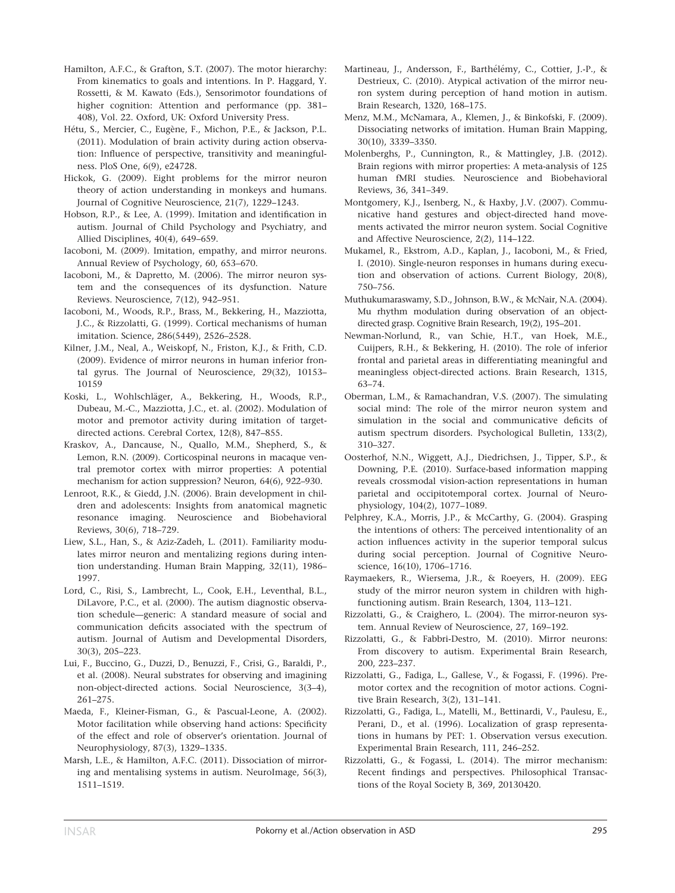Hamilton, A.F.C., & Grafton, S.T. (2007). The motor hierarchy: From kinematics to goals and intentions. In P. Haggard, Y. Rossetti, & M. Kawato (Eds.), Sensorimotor foundations of higher cognition: Attention and performance (pp. 381–408), Vol. 22. Oxford, UK: Oxford University Press.

Hétu, S., Mercier, C., Eugène, F., Michon, P.E., & Jackson, P.L. (2011). Modulation of brain activity during action observation: Influence of perspective, transitivity and meaningfulness. PloS One, 6(9), e24728.

Hickok, G. (2009). Eight problems for the mirror neuron theory of action understanding in monkeys and humans. Journal of Cognitive Neuroscience, 21(7), 1229–1243.

Hobson, R.P., & Lee, A. (1999). Imitation and identification in autism. Journal of Child Psychology and Psychiatry, and Allied Disciplines, 40(4), 649–659.

Iacoboni, M. (2009). Imitation, empathy, and mirror neurons. Annual Review of Psychology, 60, 653–670.

Iacoboni, M., & Dapretto, M. (2006). The mirror neuron system and the consequences of its dysfunction. Nature Reviews. Neuroscience, 7(12), 942–951.

Iacoboni, M., Woods, R.P., Brass, M., Bekkering, H., Mazziotta, J.C., & Rizzolatti, G. (1999). Cortical mechanisms of human imitation. Science, 286(5449), 2526–2528.

Kilner, J.M., Neal, A., Weiskopf, N., Friston, K.J., & Frith, C.D. (2009). Evidence of mirror neurons in human inferior frontal gyrus. The Journal of Neuroscience, 29(32), 10153–10159

Koski, L., Wohlschläger, A., Bekkering, H., Woods, R.P., Dubeau, M.-C., Mazziotta, J.C., et. al. (2002). Modulation of motor and premotor activity during imitation of target-directed actions. Cerebral Cortex, 12(8), 847–855.

Kraskov, A., Dancause, N., Quallo, M.M., Shepherd, S., & Lemon, R.N. (2009). Corticospinal neurons in macaque ventral premotor cortex with mirror properties: A potential mechanism for action suppression? Neuron, 64(6), 922–930.

Lenroot, R.K., & Giedd, J.N. (2006). Brain development in children and adolescents: Insights from anatomical magnetic resonance imaging. Neuroscience and Biobehavioral Reviews, 30(6), 718–729.

Liew, S.L., Han, S., & Aziz-Zadeh, L. (2011). Familiarity modulates mirror neuron and mentalizing regions during intention understanding. Human Brain Mapping, 32(11), 1986–1997.

Lord, C., Risi, S., Lambrecht, L., Cook, E.H., Leventhal, B.L., DiLavore, P.C., et al. (2000). The autism diagnostic observation schedule—generic: A standard measure of social and communication deficits associated with the spectrum of autism. Journal of Autism and Developmental Disorders, 30(3), 205–223.

Lui, F., Buccino, G., Duzzi, D., Benuzzi, F., Crisi, G., Baraldi, P., et al. (2008). Neural substrates for observing and imagining non-object-directed actions. Social Neuroscience, 3(3–4), 261–275.

Maeda, F., Kleiner-Fisman, G., & Pascual-Leone, A. (2002). Motor facilitation while observing hand actions: Specificity of the effect and role of observer's orientation. Journal of Neurophysiology, 87(3), 1329–1335.

Marsh, L.E., & Hamilton, A.F.C. (2011). Dissociation of mirroring and mentalising systems in autism. NeuroImage, 56(3), 1511–1519.

Martineau, J., Andersson, F., Barthélémy, C., Cottier, J.-P., & Destrieux, C. (2010). Atypical activation of the mirror neuron system during perception of hand motion in autism. Brain Research, 1320, 168–175.

Menz, M.M., McNamara, A., Klemen, J., & Binkofski, F. (2009). Dissociating networks of imitation. Human Brain Mapping, 30(10), 3339–3350.

Molenberghs, P., Cunnington, R., & Mattingley, J.B. (2012). Brain regions with mirror properties: A meta-analysis of 125 human fMRI studies. Neuroscience and Biobehavioral Reviews, 36, 341–349.

Montgomery, K.J., Isenberg, N., & Haxby, J.V. (2007). Communicative hand gestures and object-directed hand movements activated the mirror neuron system. Social Cognitive and Affective Neuroscience, 2(2), 114–122.

Mukamel, R., Ekstrom, A.D., Kaplan, J., Iacoboni, M., & Fried, I. (2010). Single-neuron responses in humans during execution and observation of actions. Current Biology, 20(8), 750–756.

Muthukumaraswamy, S.D., Johnson, B.W., & McNair, N.A. (2004). Mu rhythm modulation during observation of an object-directed grasp. Cognitive Brain Research, 19(2), 195–201.

Newman-Norlund, R., van Schie, H.T., van Hoek, M.E., Cuijpers, R.H., & Bekkering, H. (2010). The role of inferior frontal and parietal areas in differentiating meaningful and meaningless object-directed actions. Brain Research, 1315, 63–74.

Oberman, L.M., & Ramachandran, V.S. (2007). The simulating social mind: The role of the mirror neuron system and simulation in the social and communicative deficits of autism spectrum disorders. Psychological Bulletin, 133(2), 310–327.

Oosterhof, N.N., Wiggett, A.J., Diedrichsen, J., Tipper, S.P., & Downing, P.E. (2010). Surface-based information mapping reveals crossmodal vision-action representations in human parietal and occipitotemporal cortex. Journal of Neurophysiology, 104(2), 1077–1089.

Pelphrey, K.A., Morris, J.P., & McCarthy, G. (2004). Grasping the intentions of others: The perceived intentionality of an action influences activity in the superior temporal sulcus during social perception. Journal of Cognitive Neuroscience, 16(10), 1706–1716.

Raymaekers, R., Wiersema, J.R., & Roeyers, H. (2009). EEG study of the mirror neuron system in children with high-functioning autism. Brain Research, 1304, 113–121.

Rizzolatti, G., & Craighero, L. (2004). The mirror-neuron system. Annual Review of Neuroscience, 27, 169–192.

Rizzolatti, G., & Fabbri-Destro, M. (2010). Mirror neurons: From discovery to autism. Experimental Brain Research, 200, 223–237.

Rizzolatti, G., Fadiga, L., Gallese, V., & Fogassi, F. (1996). Premotor cortex and the recognition of motor actions. Cognitive Brain Research, 3(2), 131–141.

Rizzolatti, G., Fadiga, L., Matelli, M., Bettinardi, V., Paulesu, E., Perani, D., et al. (1996). Localization of grasp representations in humans by PET: 1. Observation versus execution. Experimental Brain Research, 111, 246–252.

Rizzolatti, G., & Fogassi, L. (2014). The mirror mechanism: Recent findings and perspectives. Philosophical Transactions of the Royal Society B, 369, 20130420.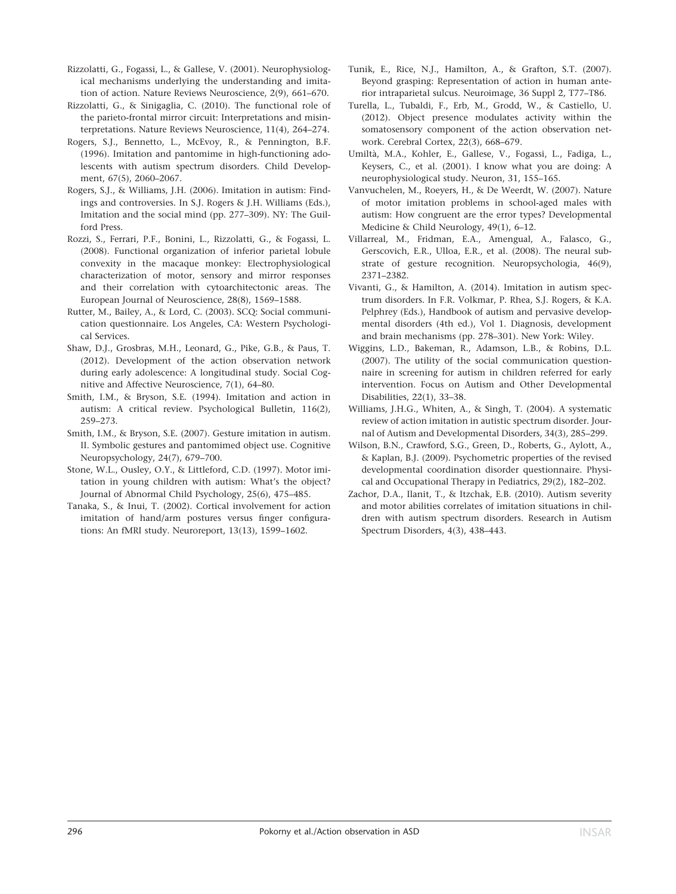Rizzolatti, G., Fogassi, L., & Gallese, V. (2001). Neurophysiological mechanisms underlying the understanding and imitation of action. Nature Reviews Neuroscience, 2(9), 661–670.

Rizzolatti, G., & Sinigaglia, C. (2010). The functional role of the parieto-frontal mirror circuit: Interpretations and misinterpretations. Nature Reviews Neuroscience, 11(4), 264–274.

Rogers, S.J., Bennetto, L., McEvoy, R., & Pennington, B.F. (1996). Imitation and pantomime in high-functioning adolescents with autism spectrum disorders. Child Development, 67(5), 2060–2067.

Rogers, S.J., & Williams, J.H. (2006). Imitation in autism: Findings and controversies. In S.J. Rogers & J.H. Williams (Eds.), Imitation and the social mind (pp. 277–309). NY: The Guilford Press.

Rozzi, S., Ferrari, P.F., Bonini, L., Rizzolatti, G., & Fogassi, L. (2008). Functional organization of inferior parietal lobule convexity in the macaque monkey: Electrophysiological characterization of motor, sensory and mirror responses and their correlation with cytoarchitectonic areas. The European Journal of Neuroscience, 28(8), 1569–1588.

Rutter, M., Bailey, A., & Lord, C. (2003). SCQ: Social communication questionnaire. Los Angeles, CA: Western Psychological Services.

Shaw, D.J., Grosbras, M.H., Leonard, G., Pike, G.B., & Paus, T. (2012). Development of the action observation network during early adolescence: A longitudinal study. Social Cognitive and Affective Neuroscience, 7(1), 64–80.

Smith, I.M., & Bryson, S.E. (1994). Imitation and action in autism: A critical review. Psychological Bulletin, 116(2), 259–273.

Smith, I.M., & Bryson, S.E. (2007). Gesture imitation in autism. II. Symbolic gestures and pantomimed object use. Cognitive Neuropsychology, 24(7), 679–700.

Stone, W.L., Ousley, O.Y., & Littleford, C.D. (1997). Motor imitation in young children with autism: What's the object? Journal of Abnormal Child Psychology, 25(6), 475–485.

Tanaka, S., & Inui, T. (2002). Cortical involvement for action imitation of hand/arm postures versus finger configurations: An fMRI study. Neuroreport, 13(13), 1599–1602.

Tunik, E., Rice, N.J., Hamilton, A., & Grafton, S.T. (2007). Beyond grasping: Representation of action in human anterior intraparietal sulcus. Neuroimage, 36 Suppl 2, T77–T86.

Turella, L., Tubaldi, F., Erb, M., Grodd, W., & Castiello, U. (2012). Object presence modulates activity within the somatosensory component of the action observation network. Cerebral Cortex, 22(3), 668–679.

Umiltà, M.A., Kohler, E., Gallese, V., Fogassi, L., Fadiga, L., Keysers, C., et al. (2001). I know what you are doing: A neurophysiological study. Neuron, 31, 155–165.

Vanvuchelen, M., Roeyers, H., & De Weerdt, W. (2007). Nature of motor imitation problems in school-aged males with autism: How congruent are the error types? Developmental Medicine & Child Neurology, 49(1), 6–12.

Villarreal, M., Fridman, E.A., Amengual, A., Falasco, G., Gerscovich, E.R., Ulloa, E.R., et al. (2008). The neural substrate of gesture recognition. Neuropsychologia, 46(9), 2371–2382.

Vivanti, G., & Hamilton, A. (2014). Imitation in autism spectrum disorders. In F.R. Volkmar, P. Rhea, S.J. Rogers, & K.A. Pelphrey (Eds.), Handbook of autism and pervasive developmental disorders (4th ed.), Vol 1. Diagnosis, development and brain mechanisms (pp. 278–301). New York: Wiley.

Wiggins, L.D., Bakeman, R., Adamson, L.B., & Robins, D.L. (2007). The utility of the social communication questionnaire in screening for autism in children referred for early intervention. Focus on Autism and Other Developmental Disabilities, 22(1), 33–38.

Williams, J.H.G., Whiten, A., & Singh, T. (2004). A systematic review of action imitation in autistic spectrum disorder. Journal of Autism and Developmental Disorders, 34(3), 285–299.

Wilson, B.N., Crawford, S.G., Green, D., Roberts, G., Aylott, A., & Kaplan, B.J. (2009). Psychometric properties of the revised developmental coordination disorder questionnaire. Physical and Occupational Therapy in Pediatrics, 29(2), 182–202.

Zachor, D.A., Ilanit, T., & Itzchak, E.B. (2010). Autism severity and motor abilities correlates of imitation situations in children with autism spectrum disorders. Research in Autism Spectrum Disorders, 4(3), 438–443.